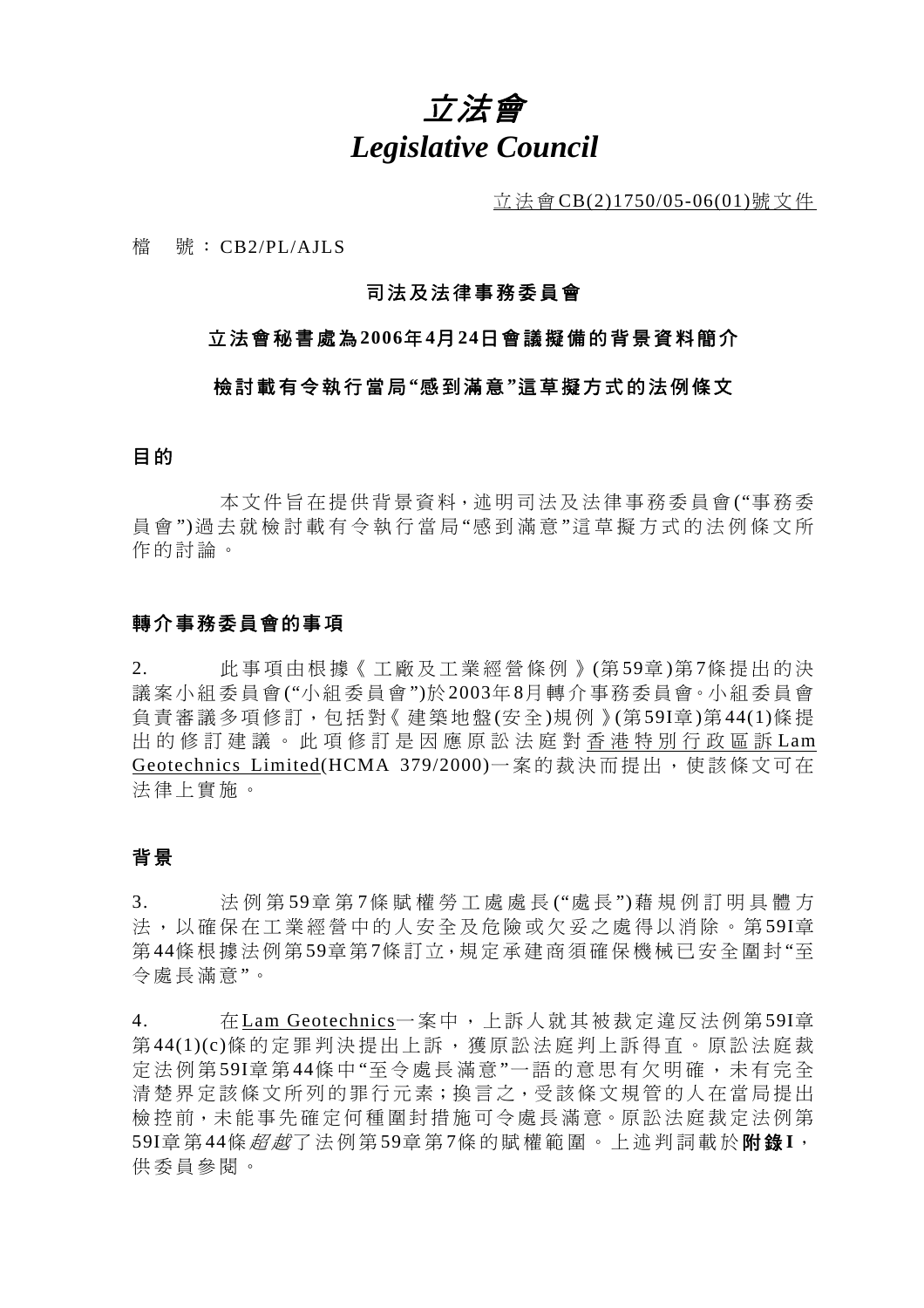# 立法會
# *Legislative Council*

立法會CB(2)1750/05-06(01)號文件

檔　號：CB2/PL/AJLS

## 司法及法律事務委員會

## 立法會秘書處為2006年4月24日會議擬備的背景資料簡介

## 檢討載有令執行當局"感到滿意"這草擬方式的法例條文

### 目的

本文件旨在提供背景資料，述明司法及法律事務委員會("事務委員會")過去就檢討載有令執行當局"感到滿意"這草擬方式的法例條文所作的討論。

### 轉介事務委員會的事項

2. 此事項由根據《工廠及工業經營條例》(第59章)第7條提出的決議案小組委員會("小組委員會")於2003年8月轉介事務委員會。小組委員會負責審議多項修訂，包括對《建築地盤(安全)規例》(第59I章)第44(1)條提出的修訂建議。此項修訂是因應原訟法庭對香港特別行政區訴Lam Geotechnics Limited(HCMA 379/2000)一案的裁決而提出，使該條文可在法律上實施。

### 背景

3. 法例第59章第7條賦權勞工處處長("處長")藉規例訂明具體方法，以確保在工業經營中的人安全及危險或欠妥之處得以消除。第59I章第44條根據法例第59章第7條訂立，規定承建商須確保機械已安全圍封"至令處長滿意"。

4. 在Lam Geotechnics一案中，上訴人就其被裁定違反法例第59I章第44(1)(c)條的定罪判決提出上訴，獲原訟法庭判上訴得直。原訟法庭裁定法例第59I章第44條中"至令處長滿意"一語的意思有欠明確，未有完全清楚界定該條文所列的罪行元素；換言之，受該條文規管的人在當局提出檢控前，未能事先確定何種圍封措施可令處長滿意。原訟法庭裁定法例第59I章第44條*超越*了法例第59章第7條的賦權範圍。上述判詞載於**附錄I**，供委員參閱。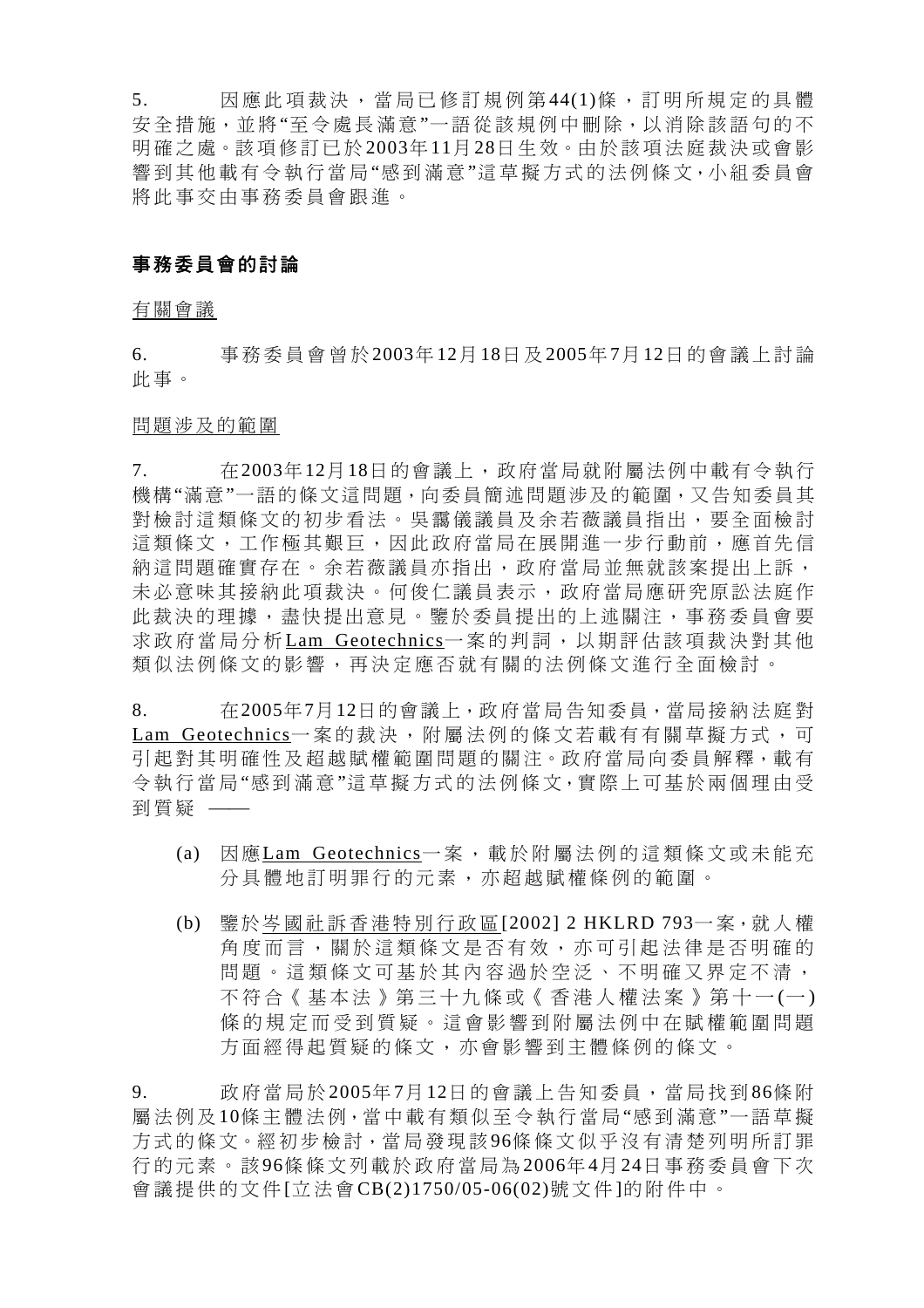5. 因應此項裁決，當局已修訂規例第44(1)條，訂明所規定的具體安全措施，並將"至令處長滿意"一語從該規例中刪除，以消除該語句的不明確之處。該項修訂已於2003年11月28日生效。由於該項法庭裁決或會影響到其他載有令執行當局"感到滿意"這草擬方式的法例條文，小組委員會將此事交由事務委員會跟進。

## 事務委員會的討論

<u>有關會議</u>

6. 事務委員會曾於2003年12月18日及2005年7月12日的會議上討論此事。

<u>問題涉及的範圍</u>

7. 在2003年12月18日的會議上，政府當局就附屬法例中載有令執行機構"滿意"一語的條文這問題，向委員簡述問題涉及的範圍，又告知委員其對檢討這類條文的初步看法。吳靄儀議員及余若薇議員指出，要全面檢討這類條文，工作極其艱巨，因此政府當局在展開進一步行動前，應首先信納這問題確實存在。余若薇議員亦指出，政府當局並無就該案提出上訴，未必意味其接納此項裁決。何俊仁議員表示，政府當局應研究原訟法庭作此裁決的理據，盡快提出意見。鑒於委員提出的上述關注，事務委員會要求政府當局分析<u>Lam Geotechnics</u>一案的判詞，以期評估該項裁決對其他類似法例條文的影響，再決定應否就有關的法例條文進行全面檢討。

8. 在2005年7月12日的會議上，政府當局告知委員，當局接納法庭對<u>Lam Geotechnics</u>一案的裁決，附屬法例的條文若載有有關草擬方式，可引起對其明確性及超越賦權範圍問題的關注。政府當局向委員解釋，載有令執行當局"感到滿意"這草擬方式的法例條文，實際上可基於兩個理由受到質疑 ——

(a) 因應<u>Lam Geotechnics</u>一案，載於附屬法例的這類條文或未能充分具體地訂明罪行的元素，亦超越賦權條例的範圍。

(b) 鑒於<u>岑國社訴香港特別行政區</u>[2002] 2 HKLRD 793一案，就人權角度而言，關於這類條文是否有效，亦可引起法律是否明確的問題。這類條文可基於其內容過於空泛、不明確又界定不清，不符合《基本法》第三十九條或《香港人權法案》第十一(一)條的規定而受到質疑。這會影響到附屬法例中在賦權範圍問題方面經得起質疑的條文，亦會影響到主體條例的條文。

9. 政府當局於2005年7月12日的會議上告知委員，當局找到86條附屬法例及10條主體法例，當中載有類似至令執行當局"感到滿意"一語草擬方式的條文。經初步檢討，當局發現該96條條文似乎沒有清楚列明所訂罪行的元素。該96條條文列載於政府當局為2006年4月24日事務委員會下次會議提供的文件[立法會CB(2)1750/05-06(02)號文件]的附件中。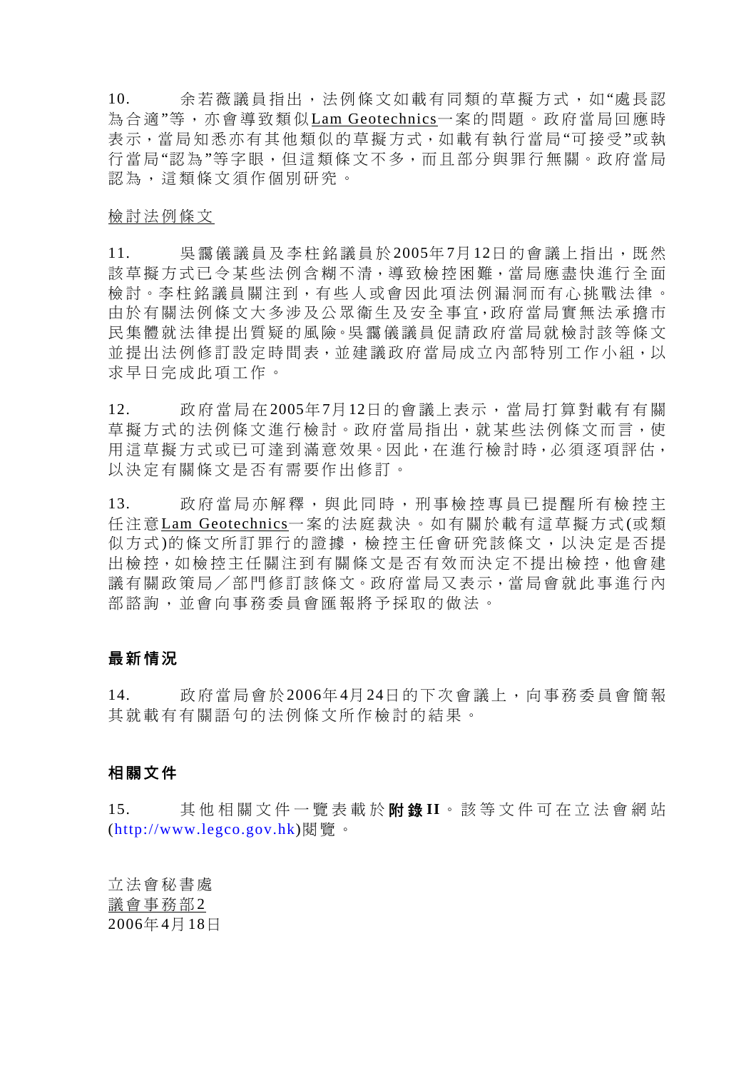10. 余若薇議員指出，法例條文如載有同類的草擬方式，如"處長認為合適"等，亦會導致類似Lam Geotechnics一案的問題。政府當局回應時表示，當局知悉亦有其他類似的草擬方式，如載有執行當局"可接受"或執行當局"認為"等字眼，但這類條文不多，而且部分與罪行無關。政府當局認為，這類條文須作個別研究。

檢討法例條文

11. 吳靄儀議員及李柱銘議員於2005年7月12日的會議上指出，既然該草擬方式已令某些法例含糊不清，導致檢控困難，當局應盡快進行全面檢討。李柱銘議員關注到，有些人或會因此項法例漏洞而有心挑戰法律。由於有關法例條文大多涉及公眾衞生及安全事宜，政府當局實無法承擔市民集體就法律提出質疑的風險。吳靄儀議員促請政府當局就檢討該等條文並提出法例修訂設定時間表，並建議政府當局成立內部特別工作小組，以求早日完成此項工作。

12. 政府當局在2005年7月12日的會議上表示，當局打算對載有有關草擬方式的法例條文進行檢討。政府當局指出，就某些法例條文而言，使用這草擬方式或已可達到滿意效果。因此，在進行檢討時，必須逐項評估，以決定有關條文是否有需要作出修訂。

13. 政府當局亦解釋，與此同時，刑事檢控專員已提醒所有檢控主任注意Lam Geotechnics一案的法庭裁決。如有關於載有這草擬方式(或類似方式)的條文所訂罪行的證據，檢控主任會研究該條文，以決定是否提出檢控，如檢控主任關注到有關條文是否有效而決定不提出檢控，他會建議有關政策局／部門修訂該條文。政府當局又表示，當局會就此事進行內部諮詢，並會向事務委員會匯報將予採取的做法。

## 最新情況

14. 政府當局會於2006年4月24日的下次會議上，向事務委員會簡報其就載有有關語句的法例條文所作檢討的結果。

## 相關文件

15. 其他相關文件一覽表載於**附錄II**。該等文件可在立法會網站(http://www.legco.gov.hk)閱覽。

立法會秘書處
議會事務部2
2006年4月18日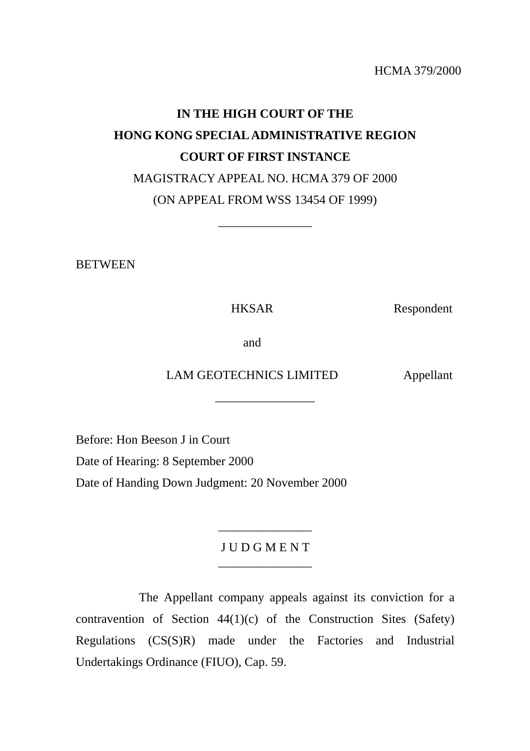HCMA 379/2000

**IN THE HIGH COURT OF THE**
**HONG KONG SPECIAL ADMINISTRATIVE REGION**
**COURT OF FIRST INSTANCE**

MAGISTRACY APPEAL NO. HCMA 379 OF 2000

(ON APPEAL FROM WSS 13454 OF 1999)

---

BETWEEN

HKSAR — Respondent

and

LAM GEOTECHNICS LIMITED — Appellant

---

Before: Hon Beeson J in Court

Date of Hearing: 8 September 2000

Date of Handing Down Judgment: 20 November 2000

---

J U D G M E N T

---

The Appellant company appeals against its conviction for a contravention of Section 44(1)(c) of the Construction Sites (Safety) Regulations (CS(S)R) made under the Factories and Industrial Undertakings Ordinance (FIUO), Cap. 59.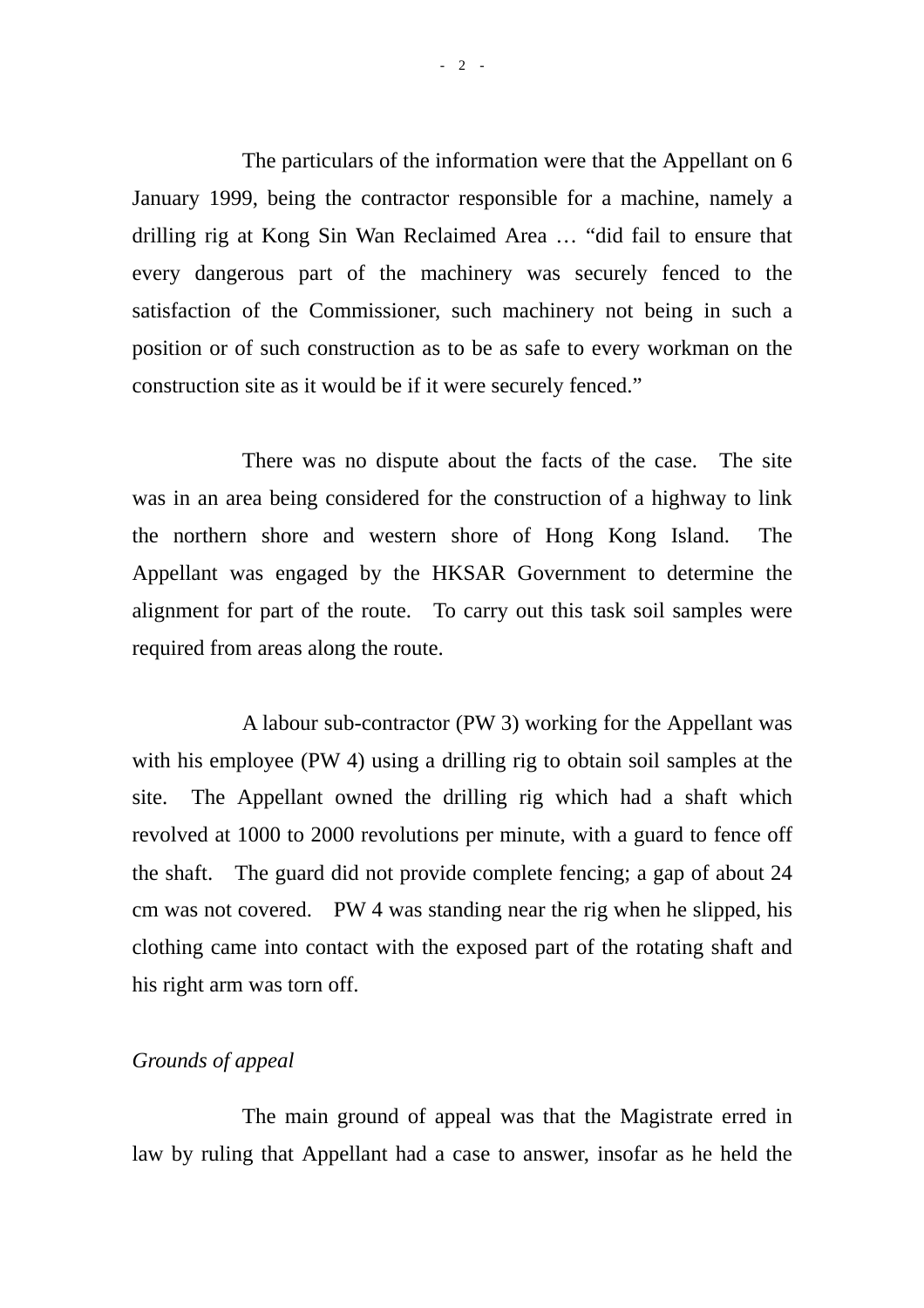The particulars of the information were that the Appellant on 6 January 1999, being the contractor responsible for a machine, namely a drilling rig at Kong Sin Wan Reclaimed Area … "did fail to ensure that every dangerous part of the machinery was securely fenced to the satisfaction of the Commissioner, such machinery not being in such a position or of such construction as to be as safe to every workman on the construction site as it would be if it were securely fenced."

There was no dispute about the facts of the case. The site was in an area being considered for the construction of a highway to link the northern shore and western shore of Hong Kong Island. The Appellant was engaged by the HKSAR Government to determine the alignment for part of the route. To carry out this task soil samples were required from areas along the route.

A labour sub-contractor (PW 3) working for the Appellant was with his employee (PW 4) using a drilling rig to obtain soil samples at the site. The Appellant owned the drilling rig which had a shaft which revolved at 1000 to 2000 revolutions per minute, with a guard to fence off the shaft. The guard did not provide complete fencing; a gap of about 24 cm was not covered. PW 4 was standing near the rig when he slipped, his clothing came into contact with the exposed part of the rotating shaft and his right arm was torn off.

*Grounds of appeal*

The main ground of appeal was that the Magistrate erred in law by ruling that Appellant had a case to answer, insofar as he held the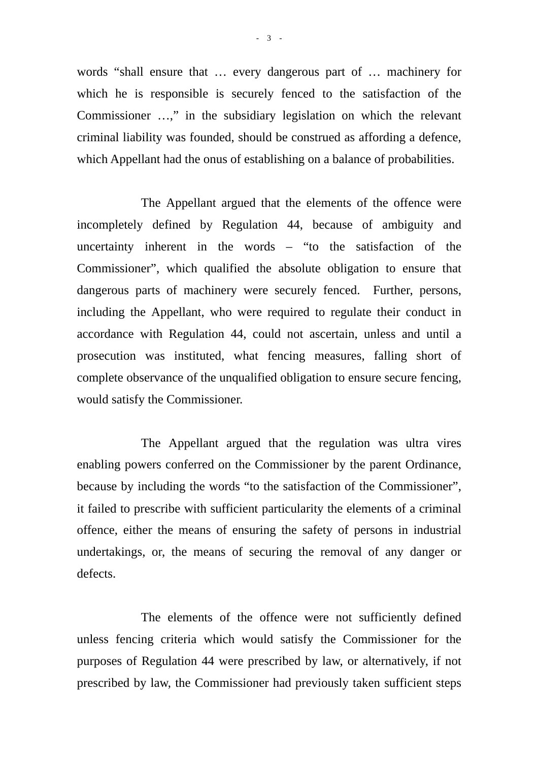words "shall ensure that … every dangerous part of … machinery for which he is responsible is securely fenced to the satisfaction of the Commissioner …," in the subsidiary legislation on which the relevant criminal liability was founded, should be construed as affording a defence, which Appellant had the onus of establishing on a balance of probabilities.

The Appellant argued that the elements of the offence were incompletely defined by Regulation 44, because of ambiguity and uncertainty inherent in the words – "to the satisfaction of the Commissioner", which qualified the absolute obligation to ensure that dangerous parts of machinery were securely fenced. Further, persons, including the Appellant, who were required to regulate their conduct in accordance with Regulation 44, could not ascertain, unless and until a prosecution was instituted, what fencing measures, falling short of complete observance of the unqualified obligation to ensure secure fencing, would satisfy the Commissioner.

The Appellant argued that the regulation was ultra vires enabling powers conferred on the Commissioner by the parent Ordinance, because by including the words "to the satisfaction of the Commissioner", it failed to prescribe with sufficient particularity the elements of a criminal offence, either the means of ensuring the safety of persons in industrial undertakings, or, the means of securing the removal of any danger or defects.

The elements of the offence were not sufficiently defined unless fencing criteria which would satisfy the Commissioner for the purposes of Regulation 44 were prescribed by law, or alternatively, if not prescribed by law, the Commissioner had previously taken sufficient steps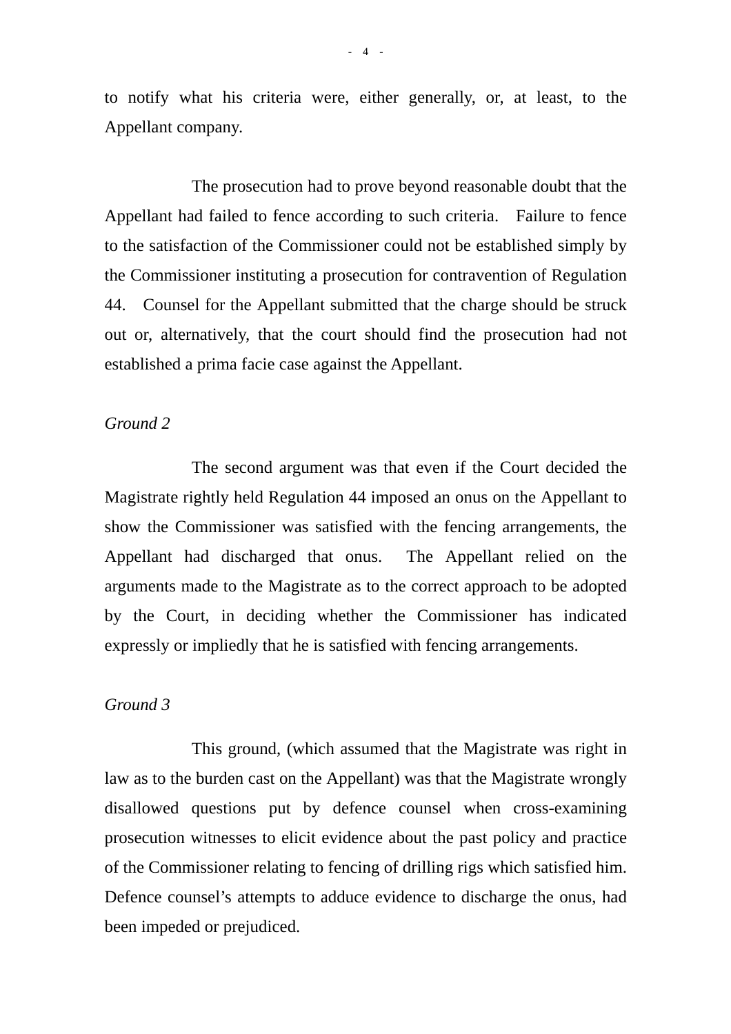to notify what his criteria were, either generally, or, at least, to the Appellant company.

The prosecution had to prove beyond reasonable doubt that the Appellant had failed to fence according to such criteria. Failure to fence to the satisfaction of the Commissioner could not be established simply by the Commissioner instituting a prosecution for contravention of Regulation 44. Counsel for the Appellant submitted that the charge should be struck out or, alternatively, that the court should find the prosecution had not established a prima facie case against the Appellant.

*Ground 2*

The second argument was that even if the Court decided the Magistrate rightly held Regulation 44 imposed an onus on the Appellant to show the Commissioner was satisfied with the fencing arrangements, the Appellant had discharged that onus. The Appellant relied on the arguments made to the Magistrate as to the correct approach to be adopted by the Court, in deciding whether the Commissioner has indicated expressly or impliedly that he is satisfied with fencing arrangements.

*Ground 3*

This ground, (which assumed that the Magistrate was right in law as to the burden cast on the Appellant) was that the Magistrate wrongly disallowed questions put by defence counsel when cross-examining prosecution witnesses to elicit evidence about the past policy and practice of the Commissioner relating to fencing of drilling rigs which satisfied him. Defence counsel's attempts to adduce evidence to discharge the onus, had been impeded or prejudiced.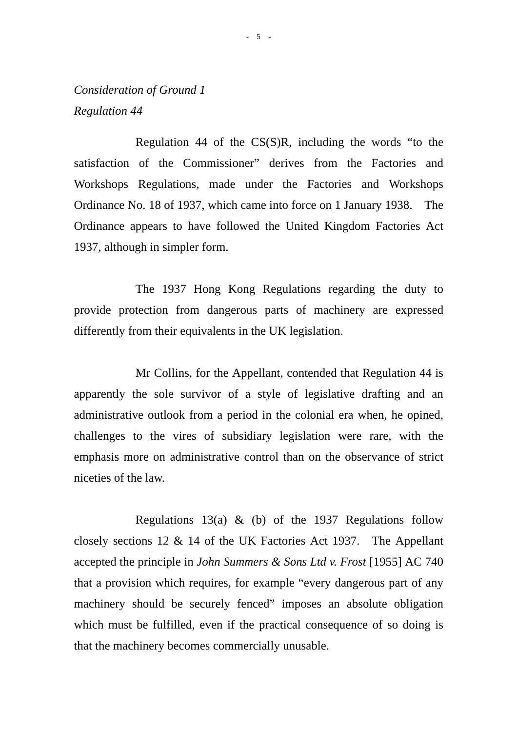*Consideration of Ground 1*

*Regulation 44*

Regulation 44 of the CS(S)R, including the words “to the satisfaction of the Commissioner” derives from the Factories and Workshops Regulations, made under the Factories and Workshops Ordinance No. 18 of 1937, which came into force on 1 January 1938. The Ordinance appears to have followed the United Kingdom Factories Act 1937, although in simpler form.

The 1937 Hong Kong Regulations regarding the duty to provide protection from dangerous parts of machinery are expressed differently from their equivalents in the UK legislation.

Mr Collins, for the Appellant, contended that Regulation 44 is apparently the sole survivor of a style of legislative drafting and an administrative outlook from a period in the colonial era when, he opined, challenges to the vires of subsidiary legislation were rare, with the emphasis more on administrative control than on the observance of strict niceties of the law.

Regulations 13(a) & (b) of the 1937 Regulations follow closely sections 12 & 14 of the UK Factories Act 1937. The Appellant accepted the principle in *John Summers & Sons Ltd v. Frost* [1955] AC 740 that a provision which requires, for example “every dangerous part of any machinery should be securely fenced” imposes an absolute obligation which must be fulfilled, even if the practical consequence of so doing is that the machinery becomes commercially unusable.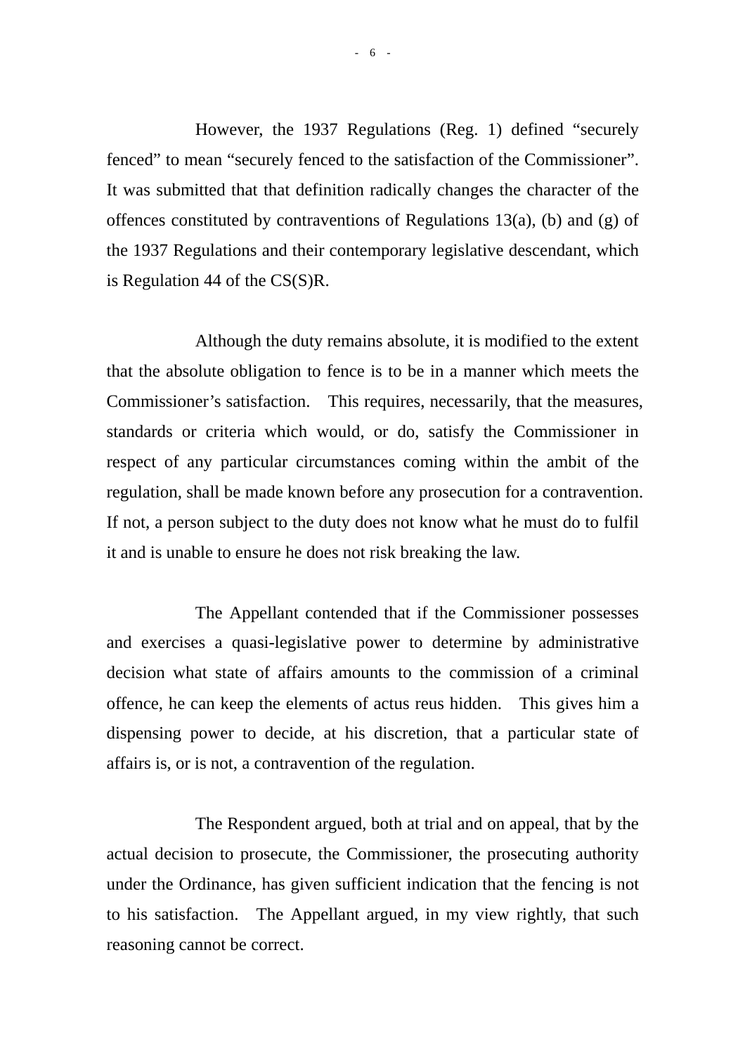However, the 1937 Regulations (Reg. 1) defined "securely fenced" to mean "securely fenced to the satisfaction of the Commissioner". It was submitted that that definition radically changes the character of the offences constituted by contraventions of Regulations 13(a), (b) and (g) of the 1937 Regulations and their contemporary legislative descendant, which is Regulation 44 of the CS(S)R.

Although the duty remains absolute, it is modified to the extent that the absolute obligation to fence is to be in a manner which meets the Commissioner's satisfaction. This requires, necessarily, that the measures, standards or criteria which would, or do, satisfy the Commissioner in respect of any particular circumstances coming within the ambit of the regulation, shall be made known before any prosecution for a contravention. If not, a person subject to the duty does not know what he must do to fulfil it and is unable to ensure he does not risk breaking the law.

The Appellant contended that if the Commissioner possesses and exercises a quasi-legislative power to determine by administrative decision what state of affairs amounts to the commission of a criminal offence, he can keep the elements of actus reus hidden. This gives him a dispensing power to decide, at his discretion, that a particular state of affairs is, or is not, a contravention of the regulation.

The Respondent argued, both at trial and on appeal, that by the actual decision to prosecute, the Commissioner, the prosecuting authority under the Ordinance, has given sufficient indication that the fencing is not to his satisfaction. The Appellant argued, in my view rightly, that such reasoning cannot be correct.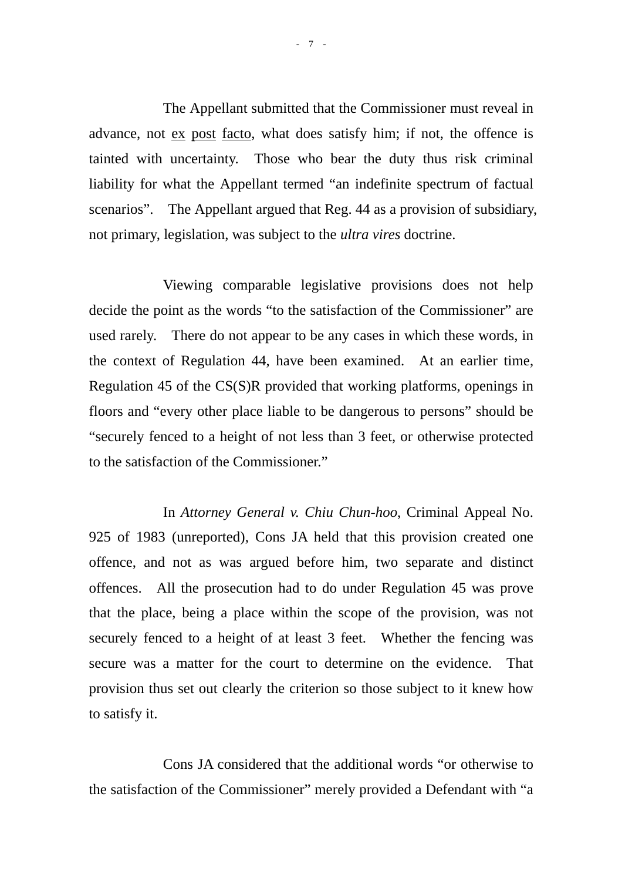The Appellant submitted that the Commissioner must reveal in advance, not ex post facto, what does satisfy him; if not, the offence is tainted with uncertainty. Those who bear the duty thus risk criminal liability for what the Appellant termed "an indefinite spectrum of factual scenarios". The Appellant argued that Reg. 44 as a provision of subsidiary, not primary, legislation, was subject to the *ultra vires* doctrine.

Viewing comparable legislative provisions does not help decide the point as the words "to the satisfaction of the Commissioner" are used rarely. There do not appear to be any cases in which these words, in the context of Regulation 44, have been examined. At an earlier time, Regulation 45 of the CS(S)R provided that working platforms, openings in floors and "every other place liable to be dangerous to persons" should be "securely fenced to a height of not less than 3 feet, or otherwise protected to the satisfaction of the Commissioner."

In *Attorney General v. Chiu Chun-hoo*, Criminal Appeal No. 925 of 1983 (unreported), Cons JA held that this provision created one offence, and not as was argued before him, two separate and distinct offences. All the prosecution had to do under Regulation 45 was prove that the place, being a place within the scope of the provision, was not securely fenced to a height of at least 3 feet. Whether the fencing was secure was a matter for the court to determine on the evidence. That provision thus set out clearly the criterion so those subject to it knew how to satisfy it.

Cons JA considered that the additional words "or otherwise to the satisfaction of the Commissioner" merely provided a Defendant with "a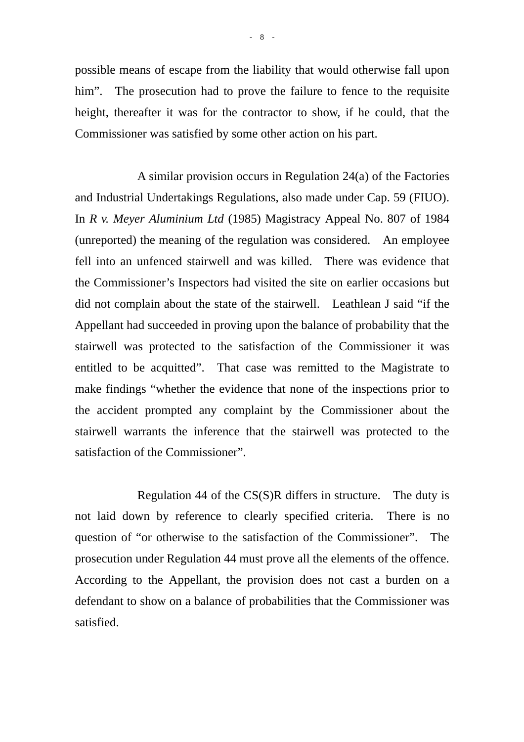possible means of escape from the liability that would otherwise fall upon him". The prosecution had to prove the failure to fence to the requisite height, thereafter it was for the contractor to show, if he could, that the Commissioner was satisfied by some other action on his part.

A similar provision occurs in Regulation 24(a) of the Factories and Industrial Undertakings Regulations, also made under Cap. 59 (FIUO). In *R v. Meyer Aluminium Ltd* (1985) Magistracy Appeal No. 807 of 1984 (unreported) the meaning of the regulation was considered. An employee fell into an unfenced stairwell and was killed. There was evidence that the Commissioner's Inspectors had visited the site on earlier occasions but did not complain about the state of the stairwell. Leathlean J said "if the Appellant had succeeded in proving upon the balance of probability that the stairwell was protected to the satisfaction of the Commissioner it was entitled to be acquitted". That case was remitted to the Magistrate to make findings "whether the evidence that none of the inspections prior to the accident prompted any complaint by the Commissioner about the stairwell warrants the inference that the stairwell was protected to the satisfaction of the Commissioner".

Regulation 44 of the CS(S)R differs in structure. The duty is not laid down by reference to clearly specified criteria. There is no question of "or otherwise to the satisfaction of the Commissioner". The prosecution under Regulation 44 must prove all the elements of the offence. According to the Appellant, the provision does not cast a burden on a defendant to show on a balance of probabilities that the Commissioner was satisfied.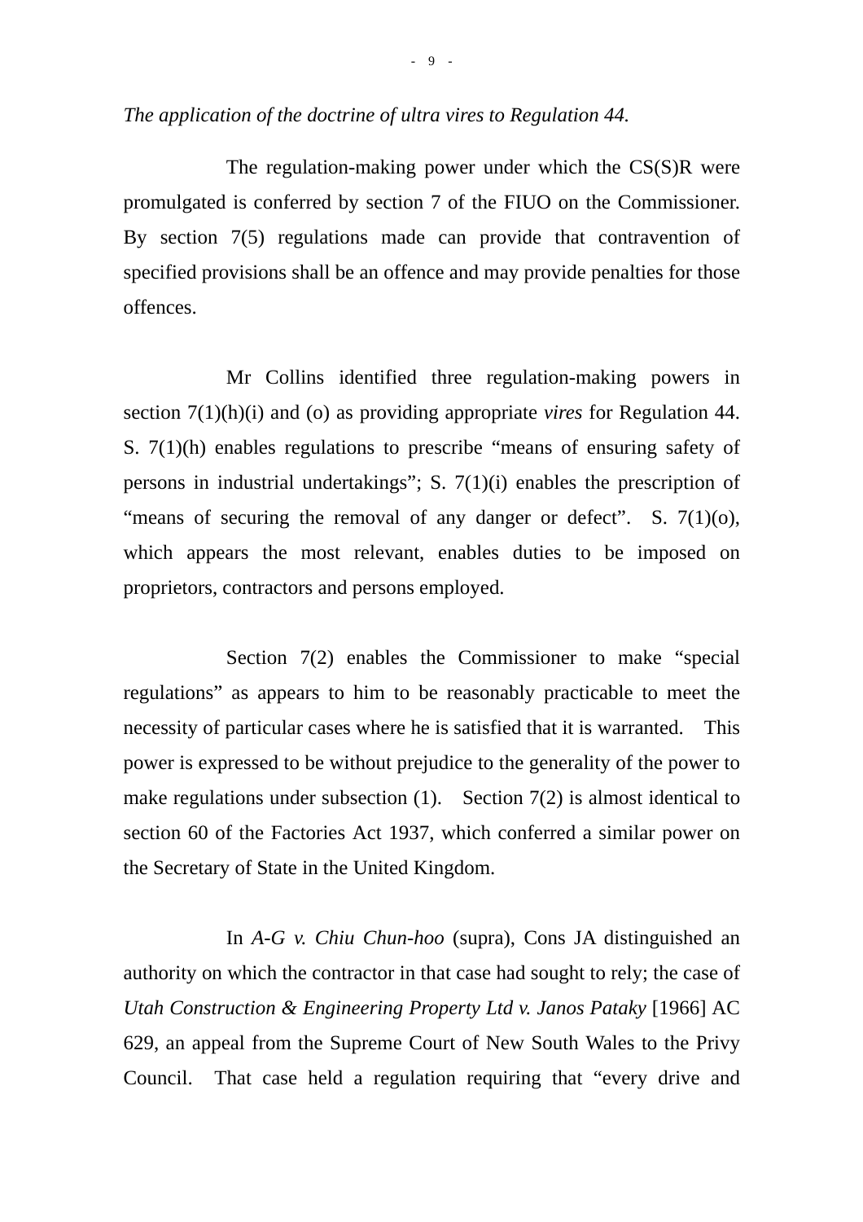*The application of the doctrine of ultra vires to Regulation 44.*

The regulation-making power under which the CS(S)R were promulgated is conferred by section 7 of the FIUO on the Commissioner. By section 7(5) regulations made can provide that contravention of specified provisions shall be an offence and may provide penalties for those offences.

Mr Collins identified three regulation-making powers in section 7(1)(h)(i) and (o) as providing appropriate *vires* for Regulation 44. S. 7(1)(h) enables regulations to prescribe "means of ensuring safety of persons in industrial undertakings"; S. 7(1)(i) enables the prescription of "means of securing the removal of any danger or defect". S. 7(1)(o), which appears the most relevant, enables duties to be imposed on proprietors, contractors and persons employed.

Section 7(2) enables the Commissioner to make "special regulations" as appears to him to be reasonably practicable to meet the necessity of particular cases where he is satisfied that it is warranted. This power is expressed to be without prejudice to the generality of the power to make regulations under subsection (1). Section 7(2) is almost identical to section 60 of the Factories Act 1937, which conferred a similar power on the Secretary of State in the United Kingdom.

In *A-G v. Chiu Chun-hoo* (supra), Cons JA distinguished an authority on which the contractor in that case had sought to rely; the case of *Utah Construction & Engineering Property Ltd v. Janos Pataky* [1966] AC 629, an appeal from the Supreme Court of New South Wales to the Privy Council. That case held a regulation requiring that "every drive and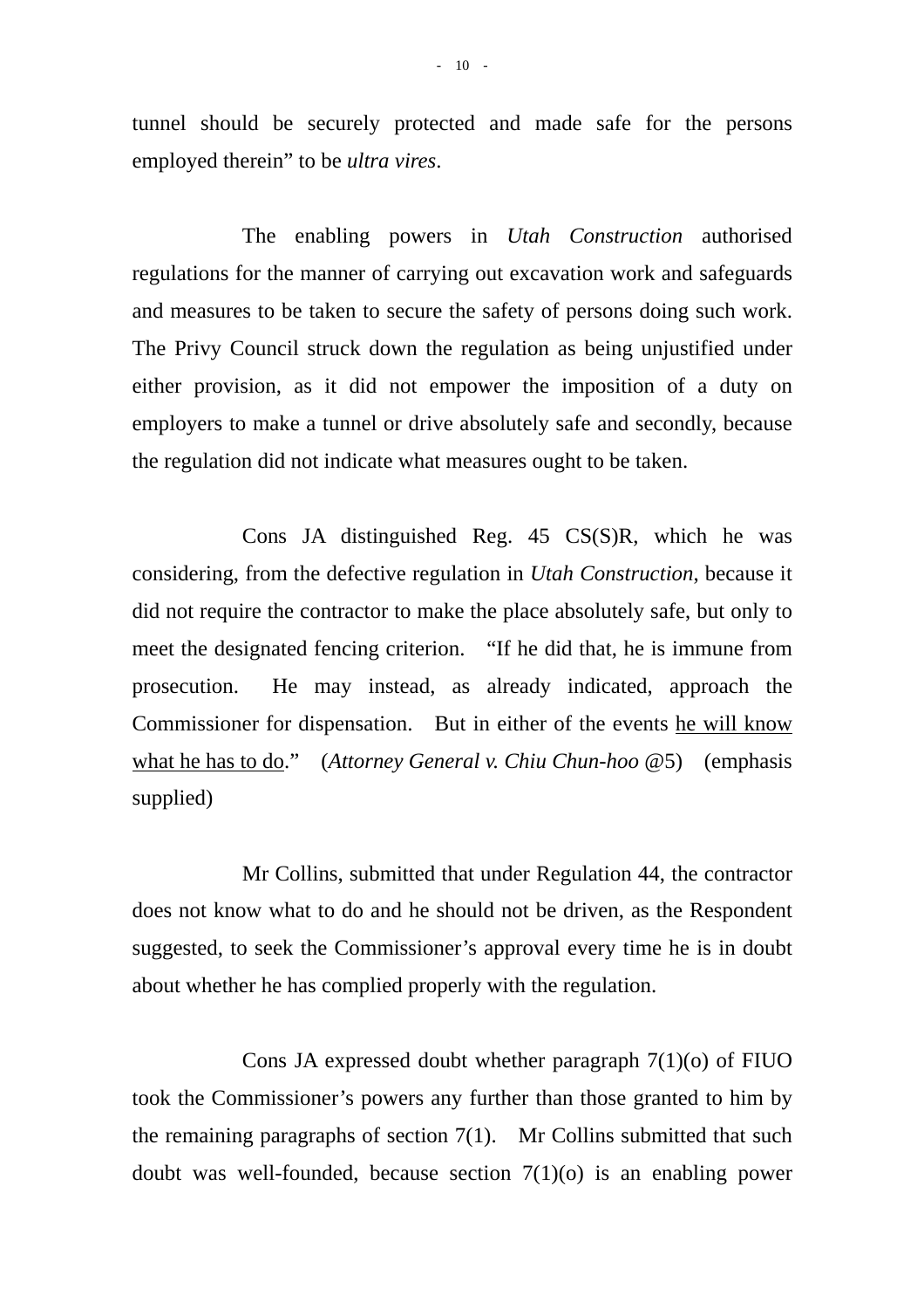tunnel should be securely protected and made safe for the persons employed therein" to be *ultra vires*.

The enabling powers in *Utah Construction* authorised regulations for the manner of carrying out excavation work and safeguards and measures to be taken to secure the safety of persons doing such work. The Privy Council struck down the regulation as being unjustified under either provision, as it did not empower the imposition of a duty on employers to make a tunnel or drive absolutely safe and secondly, because the regulation did not indicate what measures ought to be taken.

Cons JA distinguished Reg. 45 CS(S)R, which he was considering, from the defective regulation in *Utah Construction*, because it did not require the contractor to make the place absolutely safe, but only to meet the designated fencing criterion. "If he did that, he is immune from prosecution. He may instead, as already indicated, approach the Commissioner for dispensation. But in either of the events <u>he will know what he has to do</u>." (*Attorney General v. Chiu Chun-hoo* @5) (emphasis supplied)

Mr Collins, submitted that under Regulation 44, the contractor does not know what to do and he should not be driven, as the Respondent suggested, to seek the Commissioner's approval every time he is in doubt about whether he has complied properly with the regulation.

Cons JA expressed doubt whether paragraph 7(1)(o) of FIUO took the Commissioner's powers any further than those granted to him by the remaining paragraphs of section 7(1). Mr Collins submitted that such doubt was well-founded, because section 7(1)(o) is an enabling power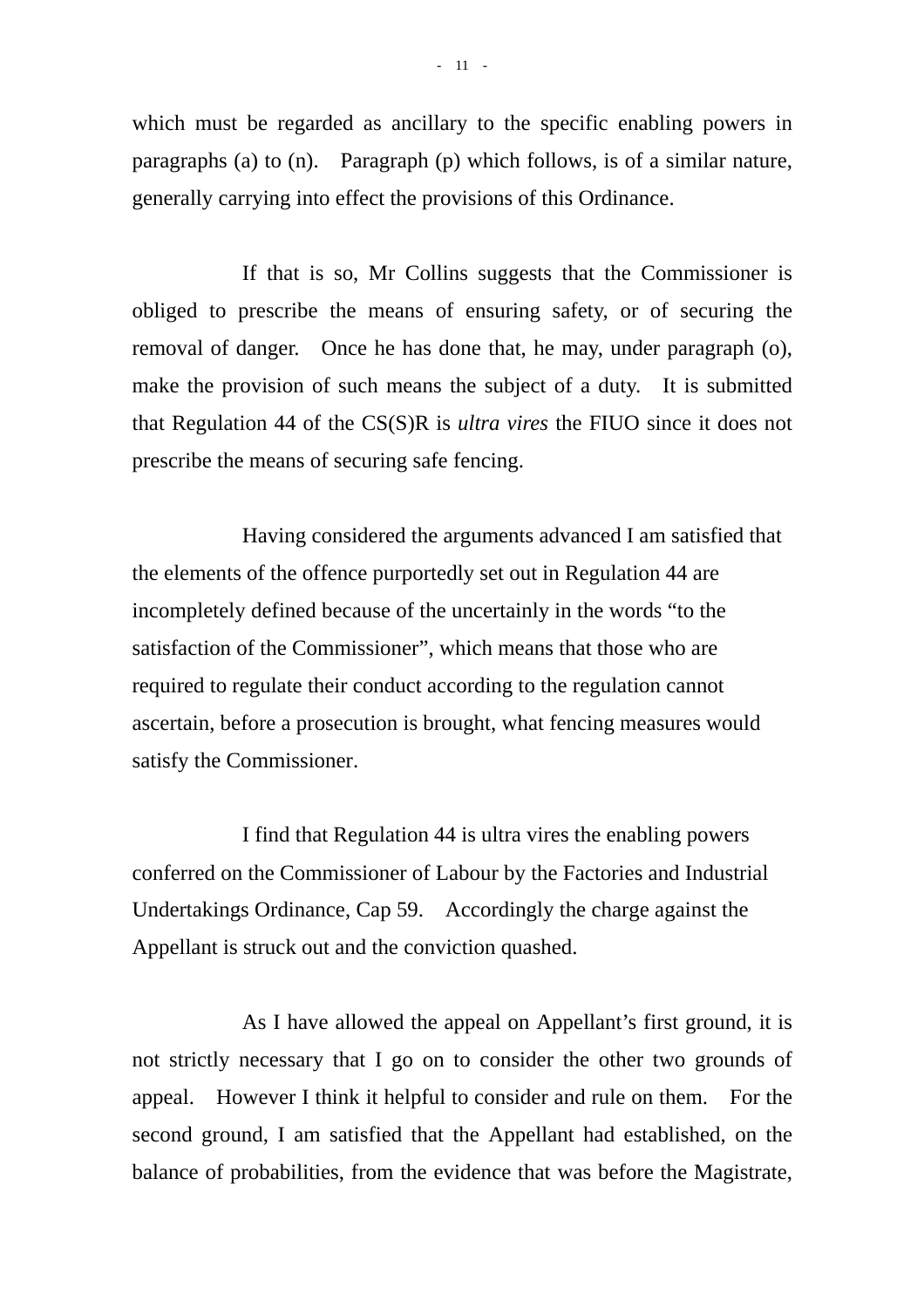which must be regarded as ancillary to the specific enabling powers in paragraphs (a) to (n). Paragraph (p) which follows, is of a similar nature, generally carrying into effect the provisions of this Ordinance.

If that is so, Mr Collins suggests that the Commissioner is obliged to prescribe the means of ensuring safety, or of securing the removal of danger. Once he has done that, he may, under paragraph (o), make the provision of such means the subject of a duty. It is submitted that Regulation 44 of the CS(S)R is *ultra vires* the FIUO since it does not prescribe the means of securing safe fencing.

Having considered the arguments advanced I am satisfied that the elements of the offence purportedly set out in Regulation 44 are incompletely defined because of the uncertainly in the words "to the satisfaction of the Commissioner", which means that those who are required to regulate their conduct according to the regulation cannot ascertain, before a prosecution is brought, what fencing measures would satisfy the Commissioner.

I find that Regulation 44 is ultra vires the enabling powers conferred on the Commissioner of Labour by the Factories and Industrial Undertakings Ordinance, Cap 59. Accordingly the charge against the Appellant is struck out and the conviction quashed.

As I have allowed the appeal on Appellant's first ground, it is not strictly necessary that I go on to consider the other two grounds of appeal. However I think it helpful to consider and rule on them. For the second ground, I am satisfied that the Appellant had established, on the balance of probabilities, from the evidence that was before the Magistrate,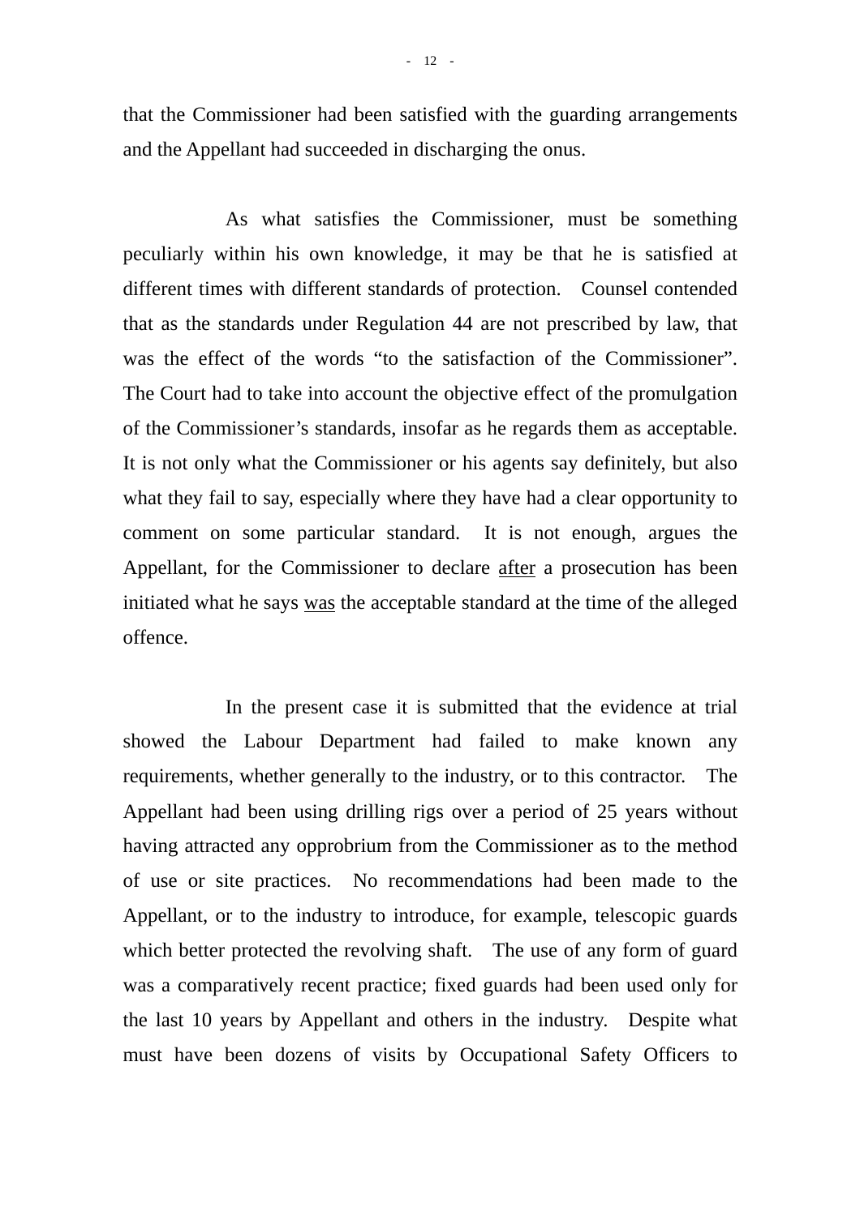that the Commissioner had been satisfied with the guarding arrangements and the Appellant had succeeded in discharging the onus.

As what satisfies the Commissioner, must be something peculiarly within his own knowledge, it may be that he is satisfied at different times with different standards of protection. Counsel contended that as the standards under Regulation 44 are not prescribed by law, that was the effect of the words "to the satisfaction of the Commissioner". The Court had to take into account the objective effect of the promulgation of the Commissioner's standards, insofar as he regards them as acceptable. It is not only what the Commissioner or his agents say definitely, but also what they fail to say, especially where they have had a clear opportunity to comment on some particular standard. It is not enough, argues the Appellant, for the Commissioner to declare <u>after</u> a prosecution has been initiated what he says <u>was</u> the acceptable standard at the time of the alleged offence.

In the present case it is submitted that the evidence at trial showed the Labour Department had failed to make known any requirements, whether generally to the industry, or to this contractor. The Appellant had been using drilling rigs over a period of 25 years without having attracted any opprobrium from the Commissioner as to the method of use or site practices. No recommendations had been made to the Appellant, or to the industry to introduce, for example, telescopic guards which better protected the revolving shaft. The use of any form of guard was a comparatively recent practice; fixed guards had been used only for the last 10 years by Appellant and others in the industry. Despite what must have been dozens of visits by Occupational Safety Officers to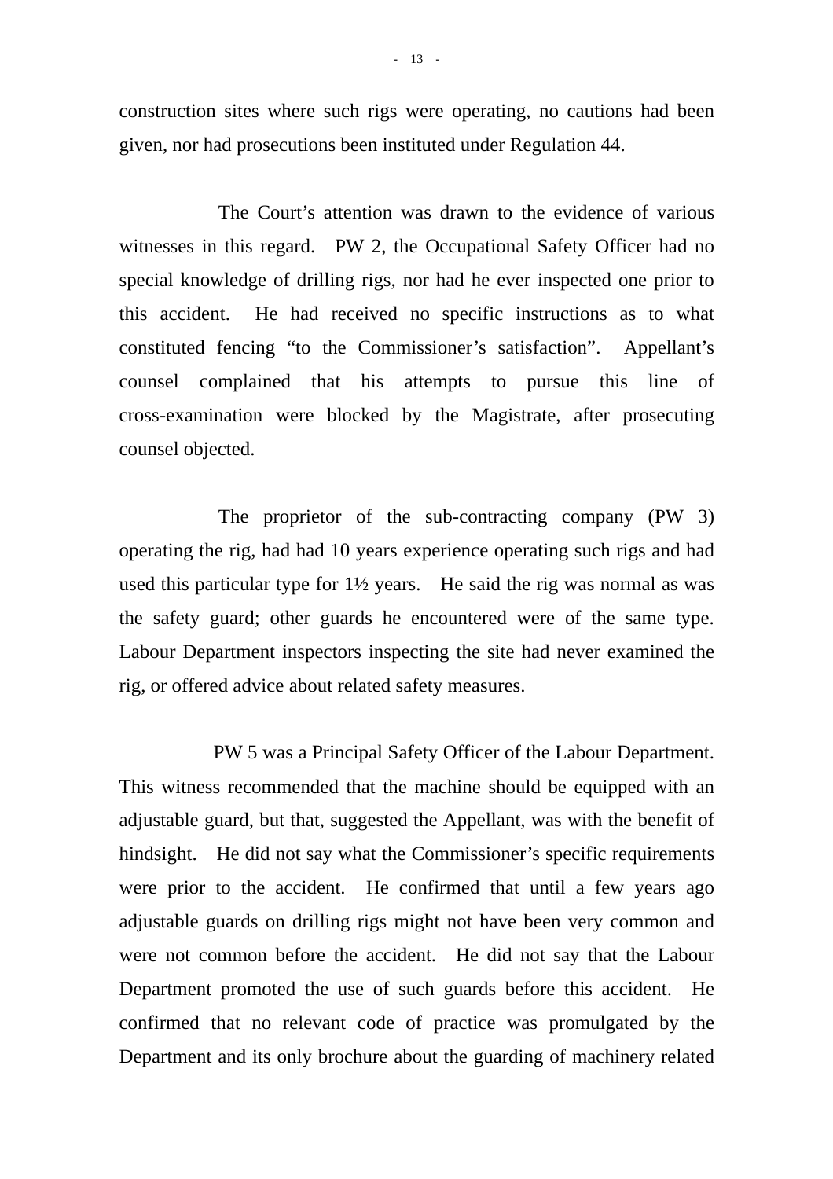construction sites where such rigs were operating, no cautions had been given, nor had prosecutions been instituted under Regulation 44.

The Court's attention was drawn to the evidence of various witnesses in this regard. PW 2, the Occupational Safety Officer had no special knowledge of drilling rigs, nor had he ever inspected one prior to this accident. He had received no specific instructions as to what constituted fencing "to the Commissioner's satisfaction". Appellant's counsel complained that his attempts to pursue this line of cross-examination were blocked by the Magistrate, after prosecuting counsel objected.

The proprietor of the sub-contracting company (PW 3) operating the rig, had had 10 years experience operating such rigs and had used this particular type for 1½ years. He said the rig was normal as was the safety guard; other guards he encountered were of the same type. Labour Department inspectors inspecting the site had never examined the rig, or offered advice about related safety measures.

PW 5 was a Principal Safety Officer of the Labour Department. This witness recommended that the machine should be equipped with an adjustable guard, but that, suggested the Appellant, was with the benefit of hindsight. He did not say what the Commissioner's specific requirements were prior to the accident. He confirmed that until a few years ago adjustable guards on drilling rigs might not have been very common and were not common before the accident. He did not say that the Labour Department promoted the use of such guards before this accident. He confirmed that no relevant code of practice was promulgated by the Department and its only brochure about the guarding of machinery related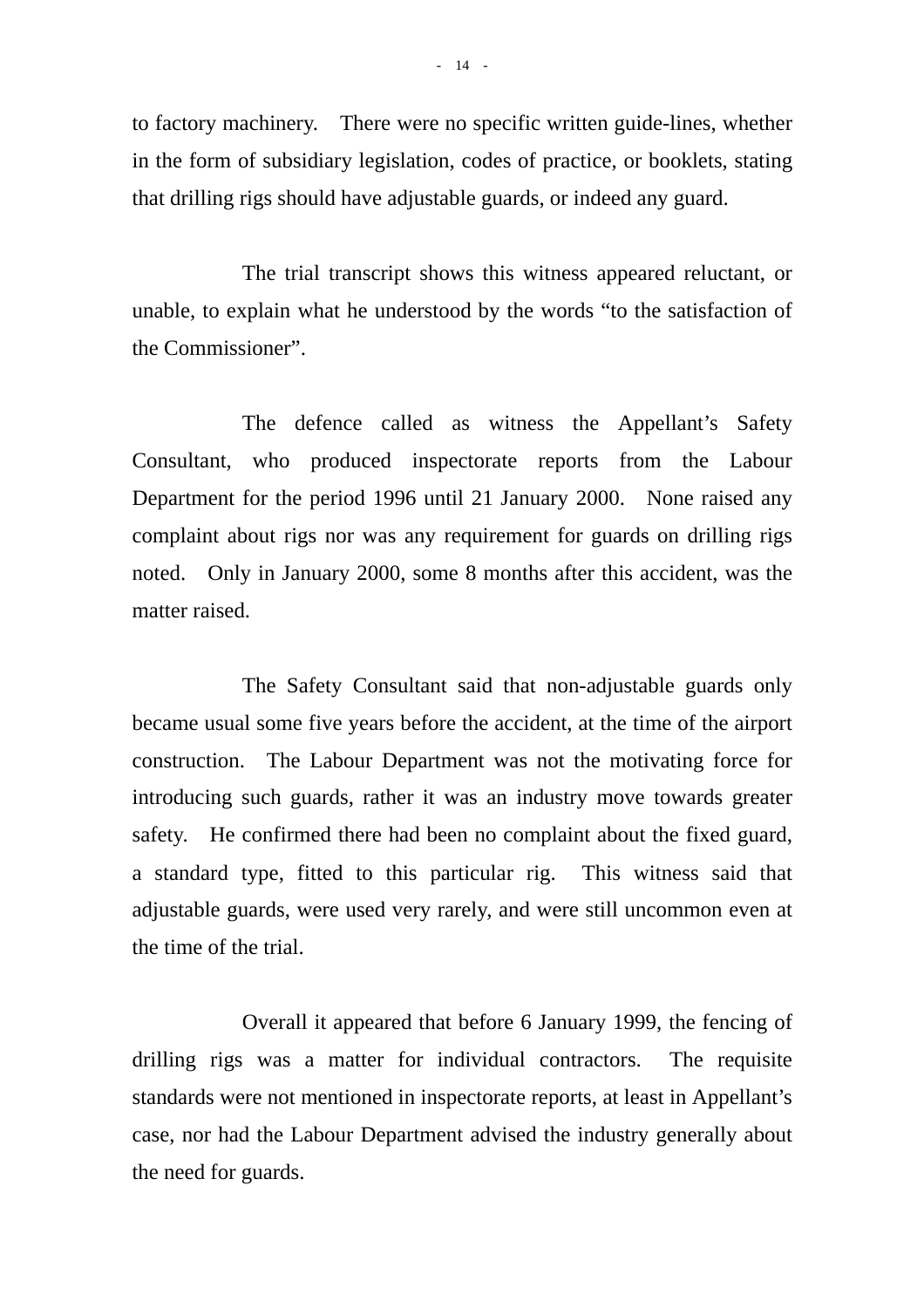to factory machinery. There were no specific written guide-lines, whether in the form of subsidiary legislation, codes of practice, or booklets, stating that drilling rigs should have adjustable guards, or indeed any guard.

The trial transcript shows this witness appeared reluctant, or unable, to explain what he understood by the words "to the satisfaction of the Commissioner".

The defence called as witness the Appellant's Safety Consultant, who produced inspectorate reports from the Labour Department for the period 1996 until 21 January 2000. None raised any complaint about rigs nor was any requirement for guards on drilling rigs noted. Only in January 2000, some 8 months after this accident, was the matter raised.

The Safety Consultant said that non-adjustable guards only became usual some five years before the accident, at the time of the airport construction. The Labour Department was not the motivating force for introducing such guards, rather it was an industry move towards greater safety. He confirmed there had been no complaint about the fixed guard, a standard type, fitted to this particular rig. This witness said that adjustable guards, were used very rarely, and were still uncommon even at the time of the trial.

Overall it appeared that before 6 January 1999, the fencing of drilling rigs was a matter for individual contractors. The requisite standards were not mentioned in inspectorate reports, at least in Appellant's case, nor had the Labour Department advised the industry generally about the need for guards.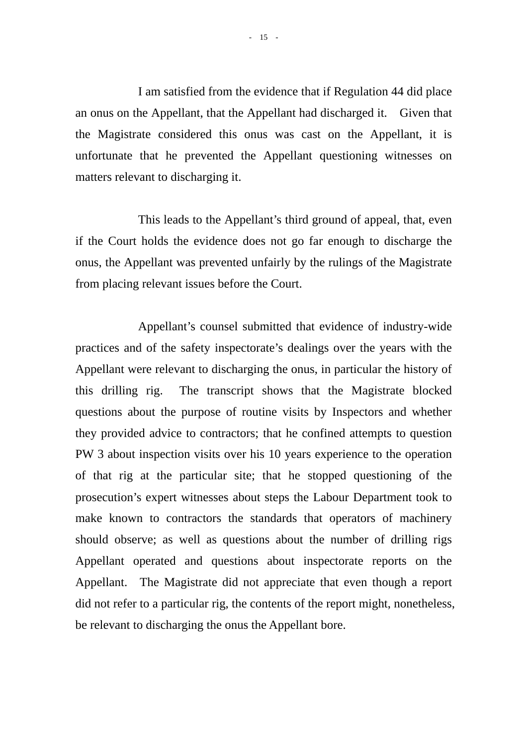I am satisfied from the evidence that if Regulation 44 did place an onus on the Appellant, that the Appellant had discharged it. Given that the Magistrate considered this onus was cast on the Appellant, it is unfortunate that he prevented the Appellant questioning witnesses on matters relevant to discharging it.

This leads to the Appellant's third ground of appeal, that, even if the Court holds the evidence does not go far enough to discharge the onus, the Appellant was prevented unfairly by the rulings of the Magistrate from placing relevant issues before the Court.

Appellant's counsel submitted that evidence of industry-wide practices and of the safety inspectorate's dealings over the years with the Appellant were relevant to discharging the onus, in particular the history of this drilling rig. The transcript shows that the Magistrate blocked questions about the purpose of routine visits by Inspectors and whether they provided advice to contractors; that he confined attempts to question PW 3 about inspection visits over his 10 years experience to the operation of that rig at the particular site; that he stopped questioning of the prosecution's expert witnesses about steps the Labour Department took to make known to contractors the standards that operators of machinery should observe; as well as questions about the number of drilling rigs Appellant operated and questions about inspectorate reports on the Appellant. The Magistrate did not appreciate that even though a report did not refer to a particular rig, the contents of the report might, nonetheless, be relevant to discharging the onus the Appellant bore.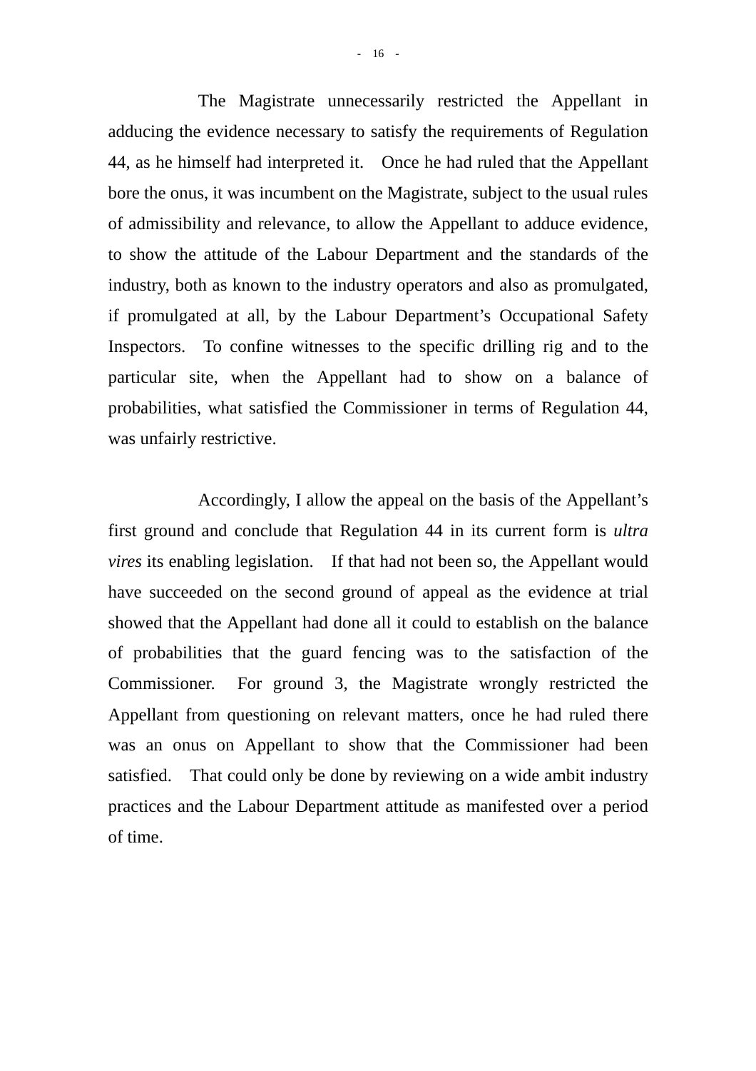The Magistrate unnecessarily restricted the Appellant in adducing the evidence necessary to satisfy the requirements of Regulation 44, as he himself had interpreted it. Once he had ruled that the Appellant bore the onus, it was incumbent on the Magistrate, subject to the usual rules of admissibility and relevance, to allow the Appellant to adduce evidence, to show the attitude of the Labour Department and the standards of the industry, both as known to the industry operators and also as promulgated, if promulgated at all, by the Labour Department's Occupational Safety Inspectors. To confine witnesses to the specific drilling rig and to the particular site, when the Appellant had to show on a balance of probabilities, what satisfied the Commissioner in terms of Regulation 44, was unfairly restrictive.

Accordingly, I allow the appeal on the basis of the Appellant's first ground and conclude that Regulation 44 in its current form is *ultra vires* its enabling legislation. If that had not been so, the Appellant would have succeeded on the second ground of appeal as the evidence at trial showed that the Appellant had done all it could to establish on the balance of probabilities that the guard fencing was to the satisfaction of the Commissioner. For ground 3, the Magistrate wrongly restricted the Appellant from questioning on relevant matters, once he had ruled there was an onus on Appellant to show that the Commissioner had been satisfied. That could only be done by reviewing on a wide ambit industry practices and the Labour Department attitude as manifested over a period of time.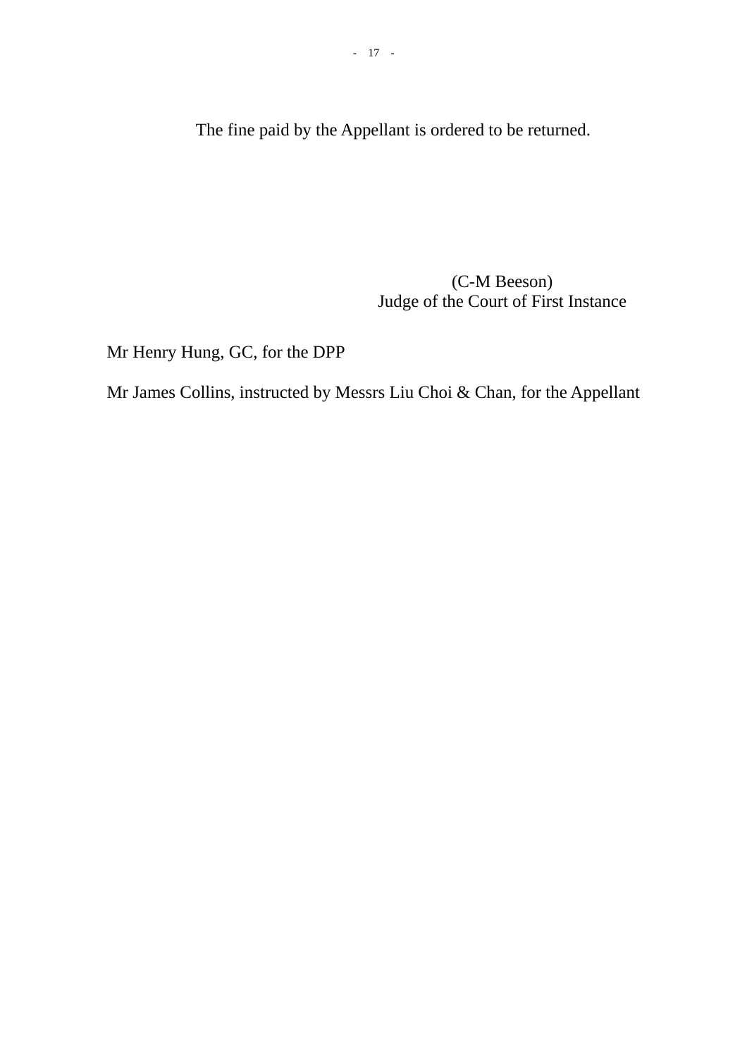The fine paid by the Appellant is ordered to be returned.

(C-M Beeson)
Judge of the Court of First Instance

Mr Henry Hung, GC, for the DPP

Mr James Collins, instructed by Messrs Liu Choi & Chan, for the Appellant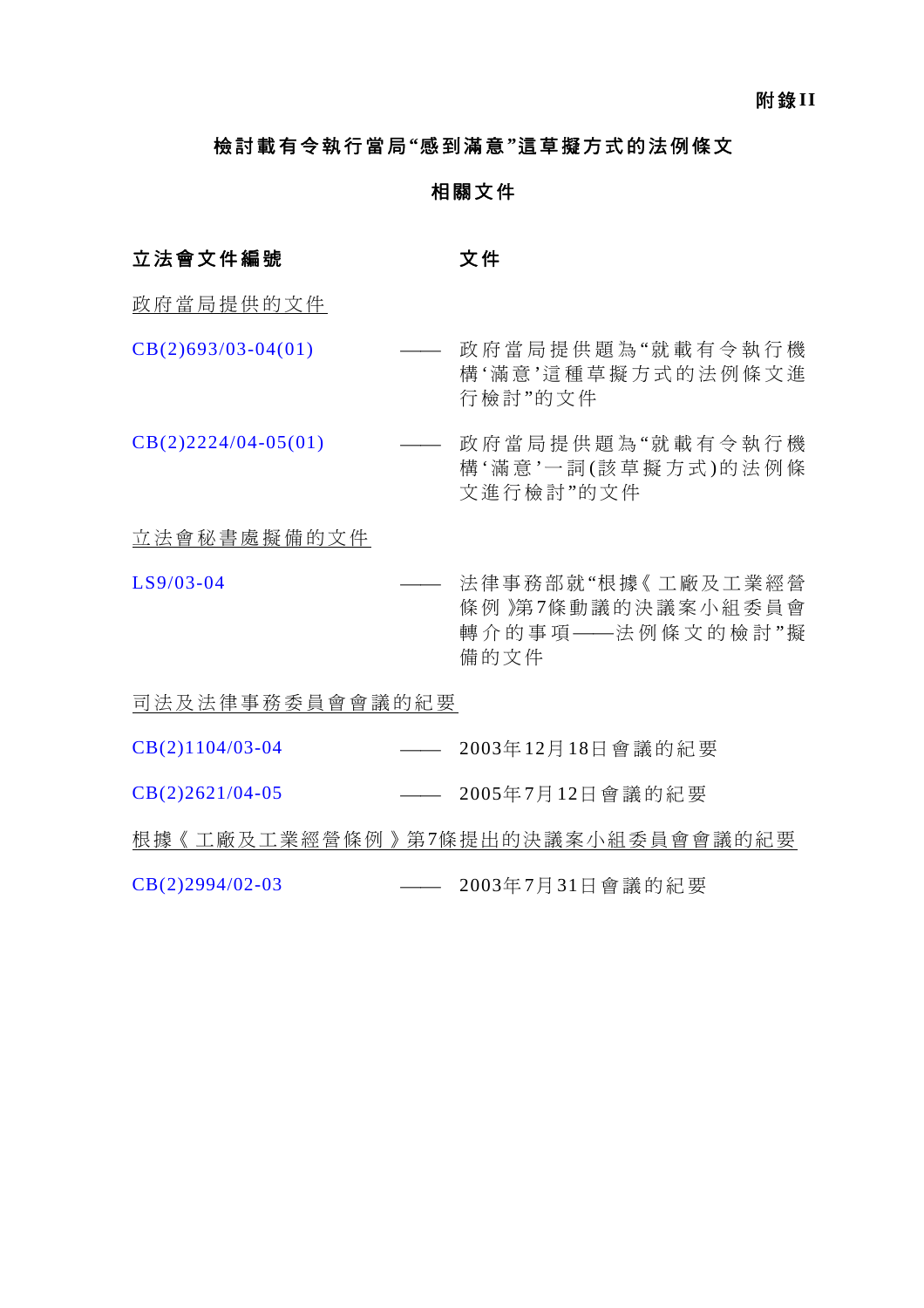**附錄II**

**檢討載有令執行當局"感到滿意"這草擬方式的法例條文**

**相關文件**

| **立法會文件編號** | | **文件** |
|---|---|---|
| <u>政府當局提供的文件</u> | | |
| CB(2)693/03-04(01) | —— | 政府當局提供題為"就載有令執行機構'滿意'這種草擬方式的法例條文進行檢討"的文件 |
| CB(2)2224/04-05(01) | —— | 政府當局提供題為"就載有令執行機構'滿意'一詞(該草擬方式)的法例條文進行檢討"的文件 |
| <u>立法會秘書處擬備的文件</u> | | |
| LS9/03-04 | —— | 法律事務部就"根據《工廠及工業經營條例》第7條動議的決議案小組委員會轉介的事項——法例條文的檢討"擬備的文件 |
| <u>司法及法律事務委員會會議的紀要</u> | | |
| CB(2)1104/03-04 | —— | 2003年12月18日會議的紀要 |
| CB(2)2621/04-05 | —— | 2005年7月12日會議的紀要 |
| <u>根據《工廠及工業經營條例》第7條提出的決議案小組委員會會議的紀要</u> | | |
| CB(2)2994/02-03 | —— | 2003年7月31日會議的紀要 |